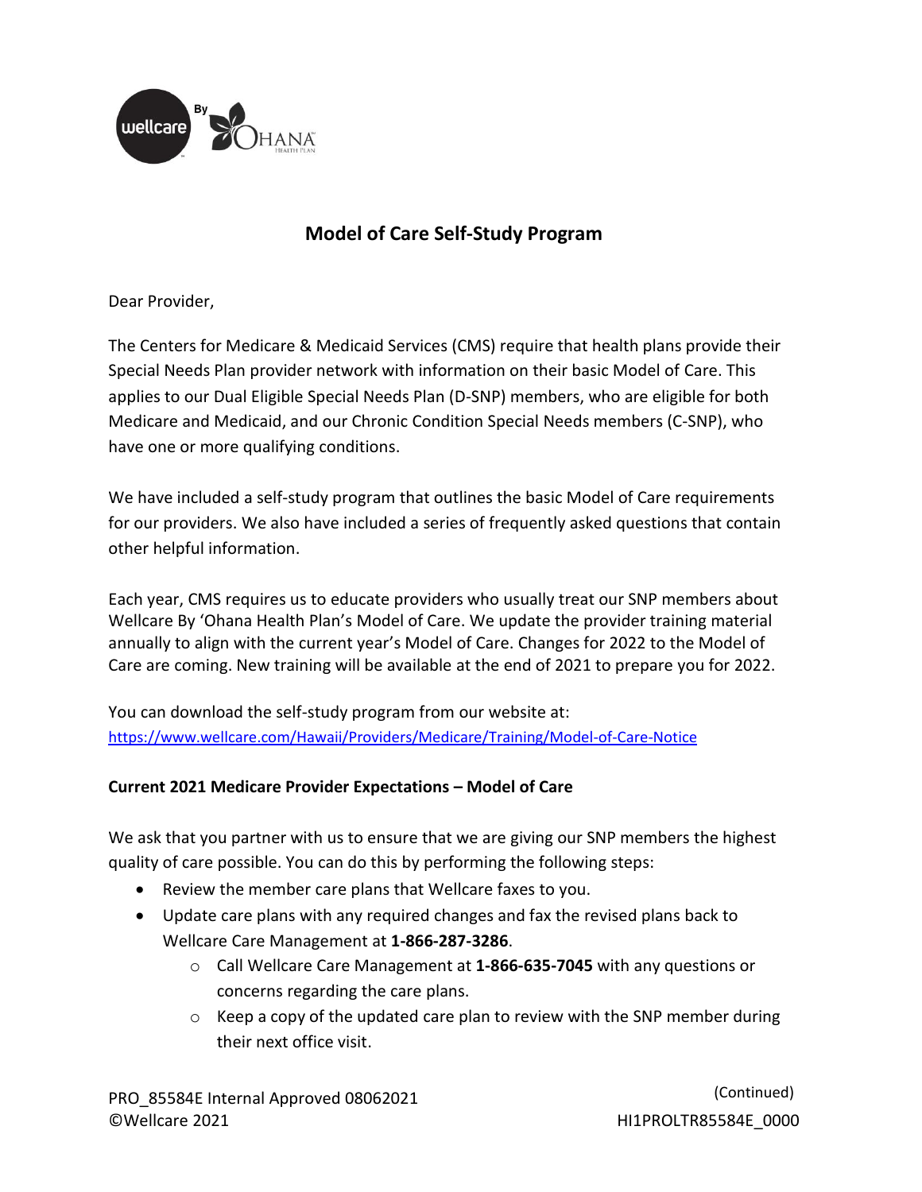# Model of Care Self-Study Program

Dear Provider,

The Centers for Medicare & Medicaid Services (CMS) require that health plans provide their Special Needs Plan provider network with information on their basic Model of Care. This applies to our Dual Eligible Special Needs Plan (D-SNP) members, who are eligible for both Medicare and Medicaid, and our Chronic Condition Special Needs members (C-SNP), who have one or more qualifying conditions.

We have included a self-study program that outlines the basic Model of Care requirements for our providers. We also have included a series of frequently asked questions that contain other helpful information.

Each year, CMS requires us to educate providers who usually treat our SNP members about Wellcare By 'Ohana Health Plan's Model of Care. We update the provider training material annually to align with the current year's Model of Care. Changes for 2022 to the Model of Care are coming. New training will be available at the end of 2021 to prepare you for 2022.

You can download the self-study program from our website at:
https://www.wellcare.com/Hawaii/Providers/Medicare/Training/Model-of-Care-Notice

**Current 2021 Medicare Provider Expectations – Model of Care**

We ask that you partner with us to ensure that we are giving our SNP members the highest quality of care possible. You can do this by performing the following steps:

- Review the member care plans that Wellcare faxes to you.
- Update care plans with any required changes and fax the revised plans back to Wellcare Care Management at **1-866-287-3286**.
  - Call Wellcare Care Management at **1-866-635-7045** with any questions or concerns regarding the care plans.
  - Keep a copy of the updated care plan to review with the SNP member during their next office visit.

PRO_85584E Internal Approved 08062021
©Wellcare 2021

(Continued)
HI1PROLTR85584E_0000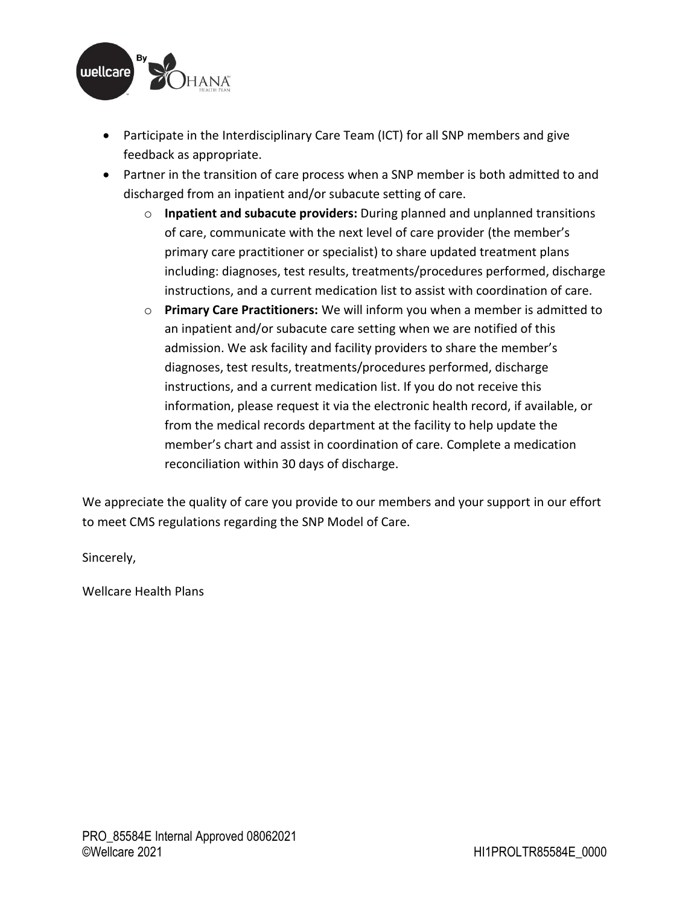- Participate in the Interdisciplinary Care Team (ICT) for all SNP members and give feedback as appropriate.
- Partner in the transition of care process when a SNP member is both admitted to and discharged from an inpatient and/or subacute setting of care.
  - **Inpatient and subacute providers:** During planned and unplanned transitions of care, communicate with the next level of care provider (the member's primary care practitioner or specialist) to share updated treatment plans including: diagnoses, test results, treatments/procedures performed, discharge instructions, and a current medication list to assist with coordination of care.
  - **Primary Care Practitioners:** We will inform you when a member is admitted to an inpatient and/or subacute care setting when we are notified of this admission. We ask facility and facility providers to share the member's diagnoses, test results, treatments/procedures performed, discharge instructions, and a current medication list. If you do not receive this information, please request it via the electronic health record, if available, or from the medical records department at the facility to help update the member's chart and assist in coordination of care. Complete a medication reconciliation within 30 days of discharge.

We appreciate the quality of care you provide to our members and your support in our effort to meet CMS regulations regarding the SNP Model of Care.

Sincerely,

Wellcare Health Plans

PRO_85584E Internal Approved 08062021
©Wellcare 2021

HI1PROLTR85584E_0000